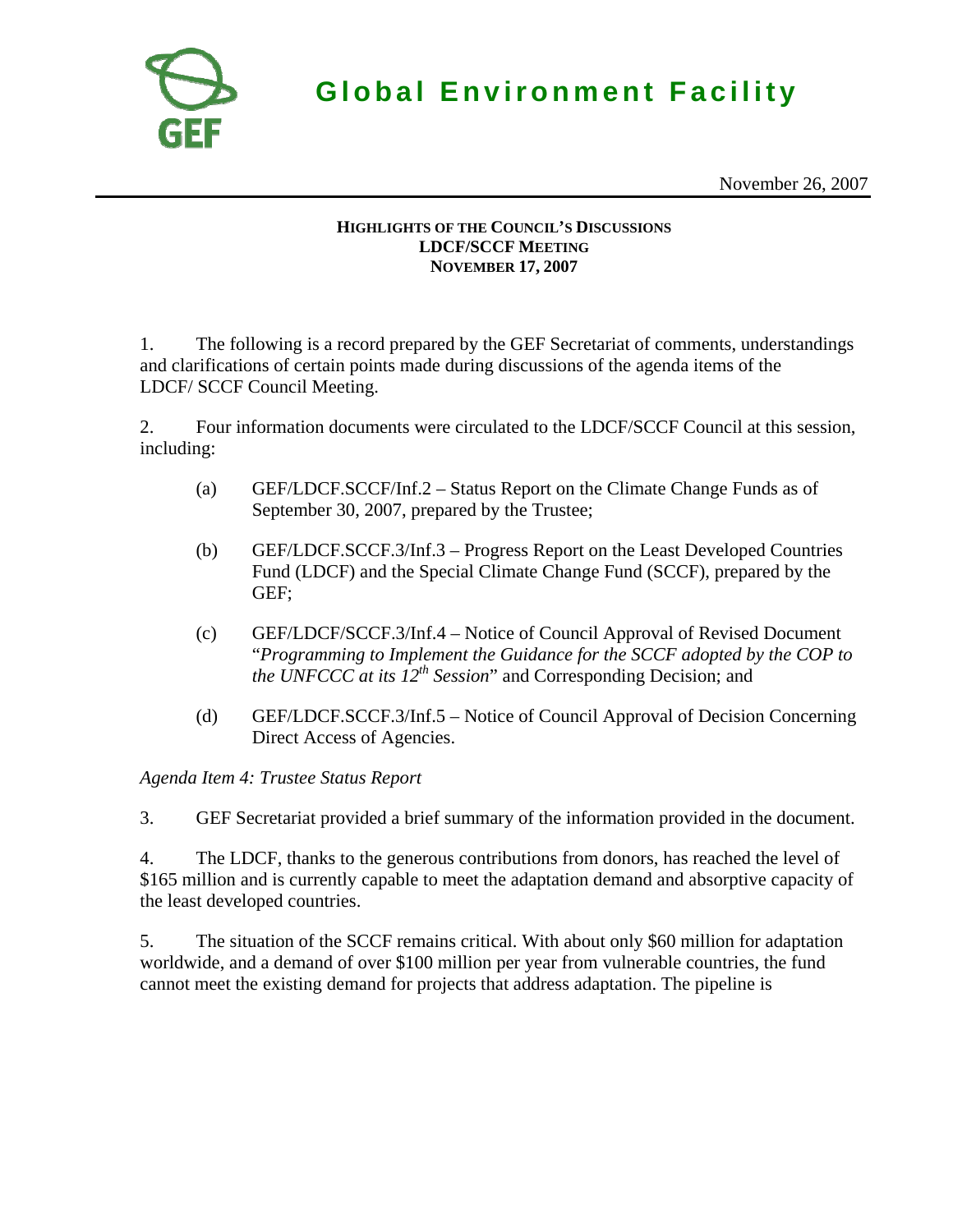# Global Environment Facility

November 26, 2007

**HIGHLIGHTS OF THE COUNCIL'S DISCUSSIONS**
**LDCF/SCCF MEETING**
**NOVEMBER 17, 2007**

1. The following is a record prepared by the GEF Secretariat of comments, understandings and clarifications of certain points made during discussions of the agenda items of the LDCF/ SCCF Council Meeting.

2. Four information documents were circulated to the LDCF/SCCF Council at this session, including:

   (a) GEF/LDCF.SCCF/Inf.2 – Status Report on the Climate Change Funds as of September 30, 2007, prepared by the Trustee;

   (b) GEF/LDCF.SCCF.3/Inf.3 – Progress Report on the Least Developed Countries Fund (LDCF) and the Special Climate Change Fund (SCCF), prepared by the GEF;

   (c) GEF/LDCF/SCCF.3/Inf.4 – Notice of Council Approval of Revised Document "*Programming to Implement the Guidance for the SCCF adopted by the COP to the UNFCCC at its 12th Session*" and Corresponding Decision; and

   (d) GEF/LDCF.SCCF.3/Inf.5 – Notice of Council Approval of Decision Concerning Direct Access of Agencies.

*Agenda Item 4: Trustee Status Report*

3. GEF Secretariat provided a brief summary of the information provided in the document.

4. The LDCF, thanks to the generous contributions from donors, has reached the level of $165 million and is currently capable to meet the adaptation demand and absorptive capacity of the least developed countries.

5. The situation of the SCCF remains critical. With about only $60 million for adaptation worldwide, and a demand of over $100 million per year from vulnerable countries, the fund cannot meet the existing demand for projects that address adaptation. The pipeline is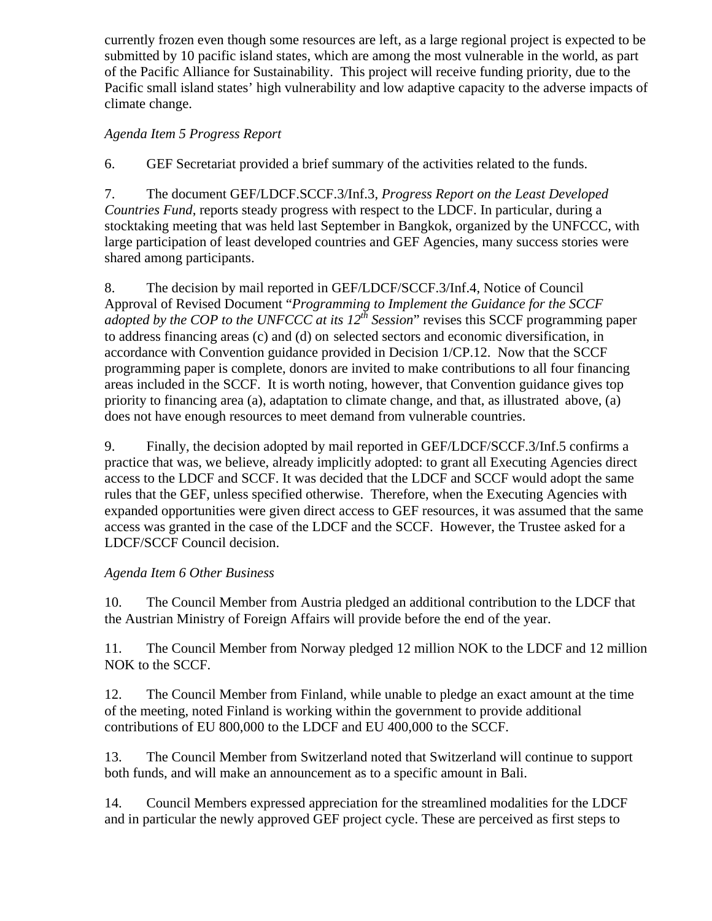currently frozen even though some resources are left, as a large regional project is expected to be submitted by 10 pacific island states, which are among the most vulnerable in the world, as part of the Pacific Alliance for Sustainability. This project will receive funding priority, due to the Pacific small island states' high vulnerability and low adaptive capacity to the adverse impacts of climate change.

*Agenda Item 5 Progress Report*

6. GEF Secretariat provided a brief summary of the activities related to the funds.

7. The document GEF/LDCF.SCCF.3/Inf.3, *Progress Report on the Least Developed Countries Fund*, reports steady progress with respect to the LDCF. In particular, during a stocktaking meeting that was held last September in Bangkok, organized by the UNFCCC, with large participation of least developed countries and GEF Agencies, many success stories were shared among participants.

8. The decision by mail reported in GEF/LDCF/SCCF.3/Inf.4, Notice of Council Approval of Revised Document "*Programming to Implement the Guidance for the SCCF adopted by the COP to the UNFCCC at its 12th Session*" revises this SCCF programming paper to address financing areas (c) and (d) on selected sectors and economic diversification, in accordance with Convention guidance provided in Decision 1/CP.12. Now that the SCCF programming paper is complete, donors are invited to make contributions to all four financing areas included in the SCCF. It is worth noting, however, that Convention guidance gives top priority to financing area (a), adaptation to climate change, and that, as illustrated above, (a) does not have enough resources to meet demand from vulnerable countries.

9. Finally, the decision adopted by mail reported in GEF/LDCF/SCCF.3/Inf.5 confirms a practice that was, we believe, already implicitly adopted: to grant all Executing Agencies direct access to the LDCF and SCCF. It was decided that the LDCF and SCCF would adopt the same rules that the GEF, unless specified otherwise. Therefore, when the Executing Agencies with expanded opportunities were given direct access to GEF resources, it was assumed that the same access was granted in the case of the LDCF and the SCCF. However, the Trustee asked for a LDCF/SCCF Council decision.

*Agenda Item 6 Other Business*

10. The Council Member from Austria pledged an additional contribution to the LDCF that the Austrian Ministry of Foreign Affairs will provide before the end of the year.

11. The Council Member from Norway pledged 12 million NOK to the LDCF and 12 million NOK to the SCCF.

12. The Council Member from Finland, while unable to pledge an exact amount at the time of the meeting, noted Finland is working within the government to provide additional contributions of EU 800,000 to the LDCF and EU 400,000 to the SCCF.

13. The Council Member from Switzerland noted that Switzerland will continue to support both funds, and will make an announcement as to a specific amount in Bali.

14. Council Members expressed appreciation for the streamlined modalities for the LDCF and in particular the newly approved GEF project cycle. These are perceived as first steps to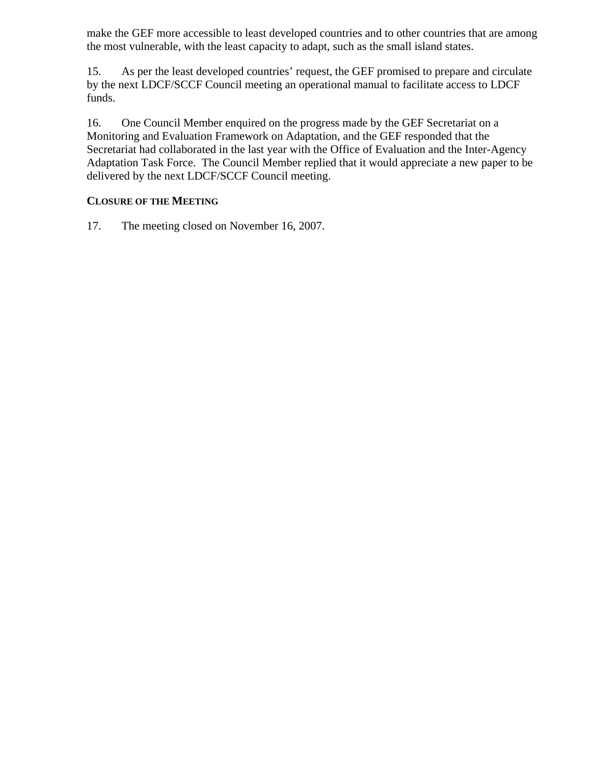make the GEF more accessible to least developed countries and to other countries that are among the most vulnerable, with the least capacity to adapt, such as the small island states.

15. As per the least developed countries' request, the GEF promised to prepare and circulate by the next LDCF/SCCF Council meeting an operational manual to facilitate access to LDCF funds.

16. One Council Member enquired on the progress made by the GEF Secretariat on a Monitoring and Evaluation Framework on Adaptation, and the GEF responded that the Secretariat had collaborated in the last year with the Office of Evaluation and the Inter-Agency Adaptation Task Force. The Council Member replied that it would appreciate a new paper to be delivered by the next LDCF/SCCF Council meeting.

**CLOSURE OF THE MEETING**

17. The meeting closed on November 16, 2007.